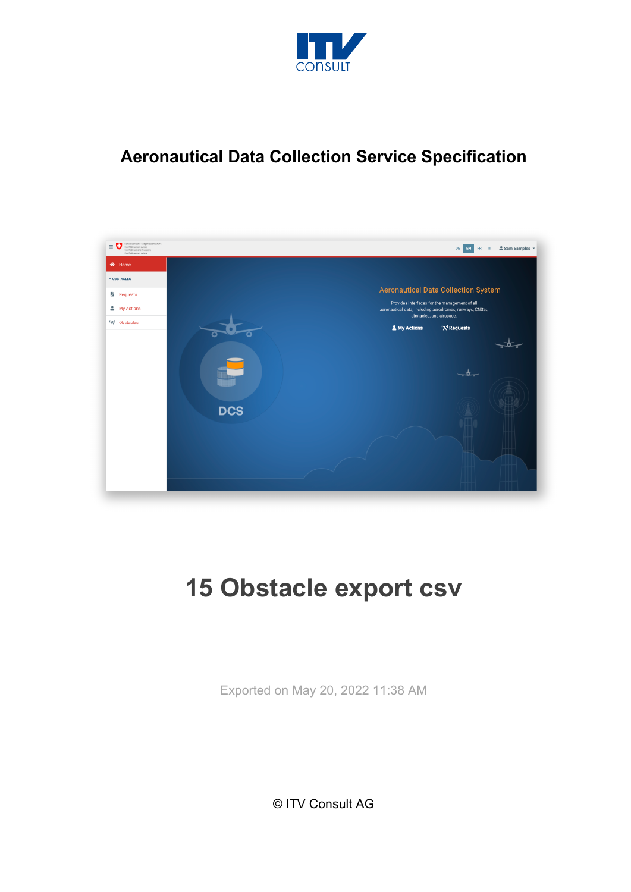# Aeronautical Data Collection Service Specification

# 15 Obstacle export csv

Exported on May 20, 2022 11:38 AM

© ITV Consult AG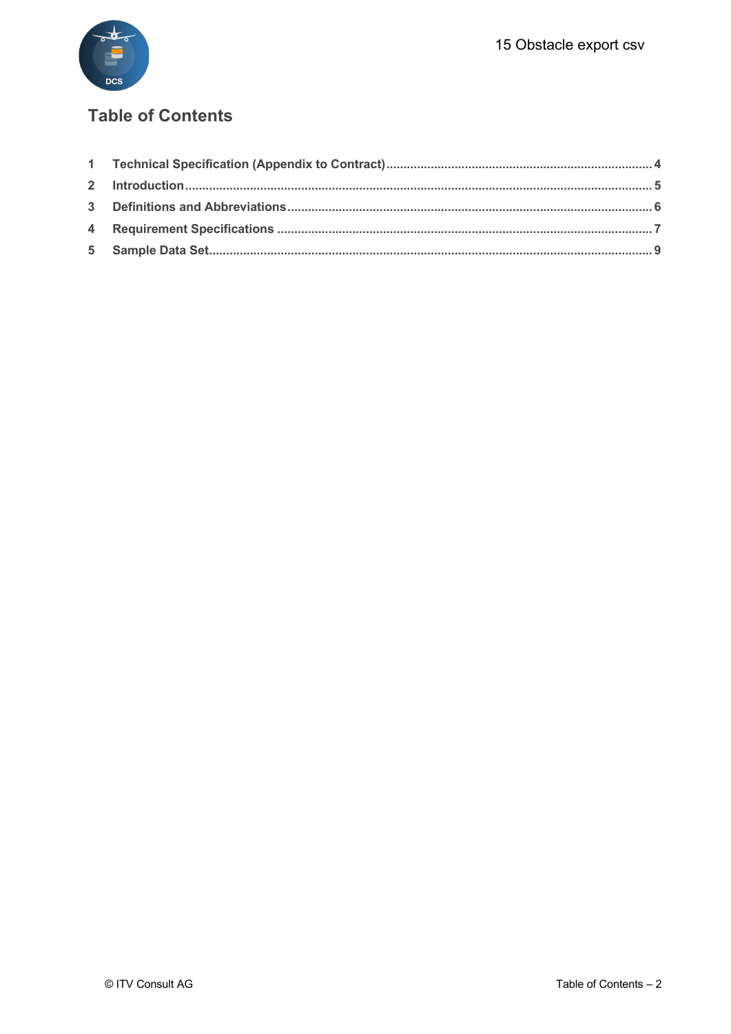## Table of Contents

1 Technical Specification (Appendix to Contract) ........ 4

2 Introduction ........ 5

3 Definitions and Abbreviations ........ 6

4 Requirement Specifications ........ 7

5 Sample Data Set ........ 9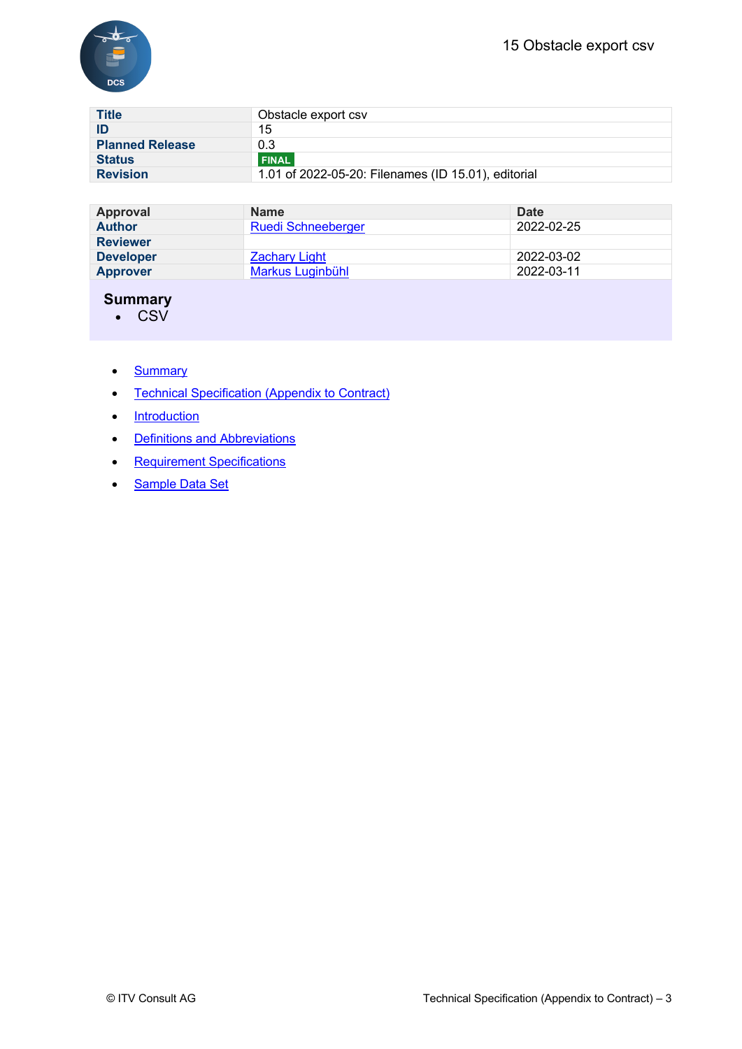# 15 Obstacle export csv

| Title | Obstacle export csv |
| --- | --- |
| ID | 15 |
| Planned Release | 0.3 |
| Status | FINAL |
| Revision | 1.01 of 2022-05-20: Filenames (ID 15.01), editorial |

| Approval | Name | Date |
| --- | --- | --- |
| Author | Ruedi Schneeberger | 2022-02-25 |
| Reviewer | | |
| Developer | Zachary Light | 2022-03-02 |
| Approver | Markus Luginbühl | 2022-03-11 |

## Summary

- CSV

- Summary
- Technical Specification (Appendix to Contract)
- Introduction
- Definitions and Abbreviations
- Requirement Specifications
- Sample Data Set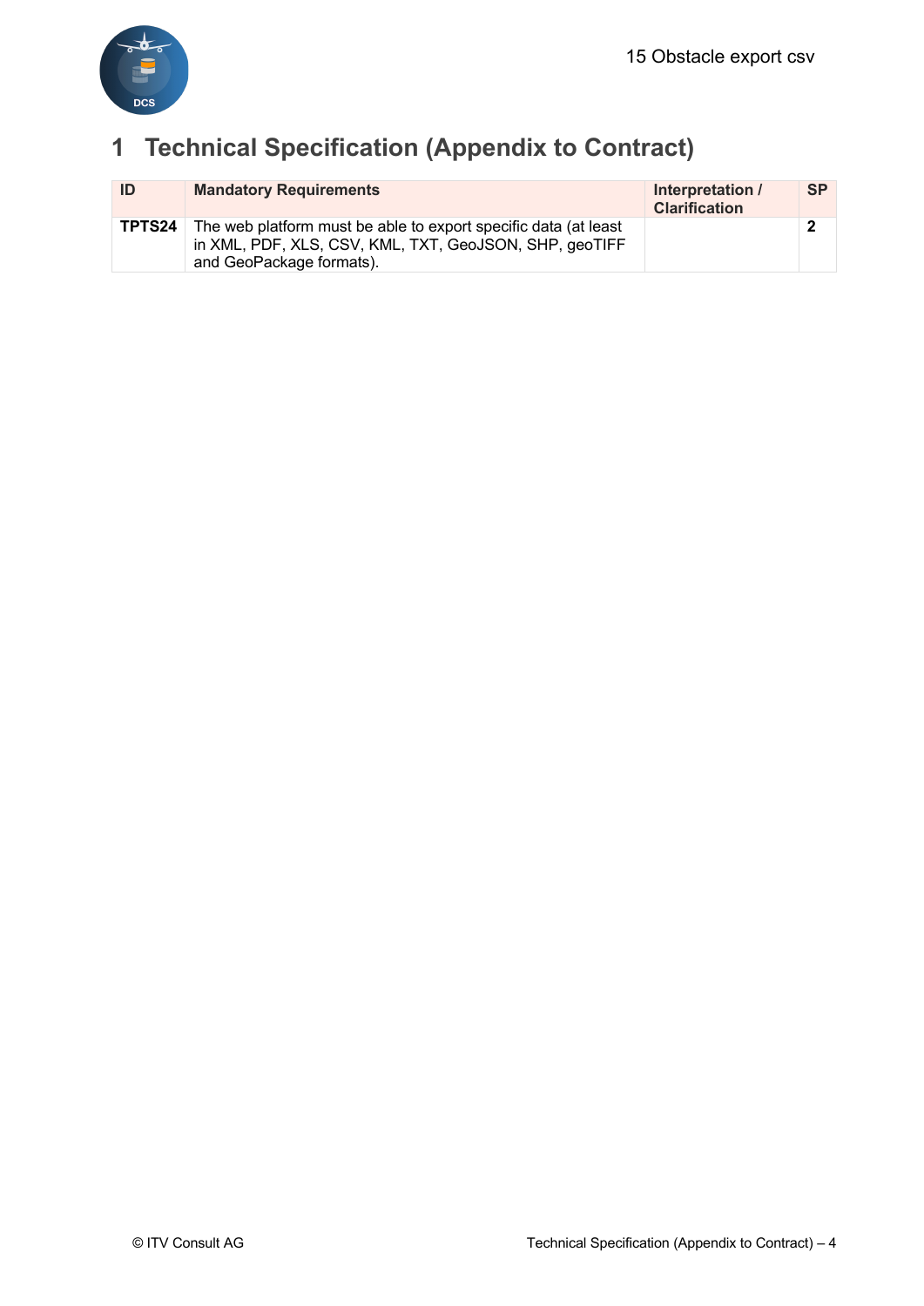# 1 Technical Specification (Appendix to Contract)

| ID | Mandatory Requirements | Interpretation / Clarification | SP |
| --- | --- | --- | --- |
| **TPTS24** | The web platform must be able to export specific data (at least in XML, PDF, XLS, CSV, KML, TXT, GeoJSON, SHP, geoTIFF and GeoPackage formats). | | **2** |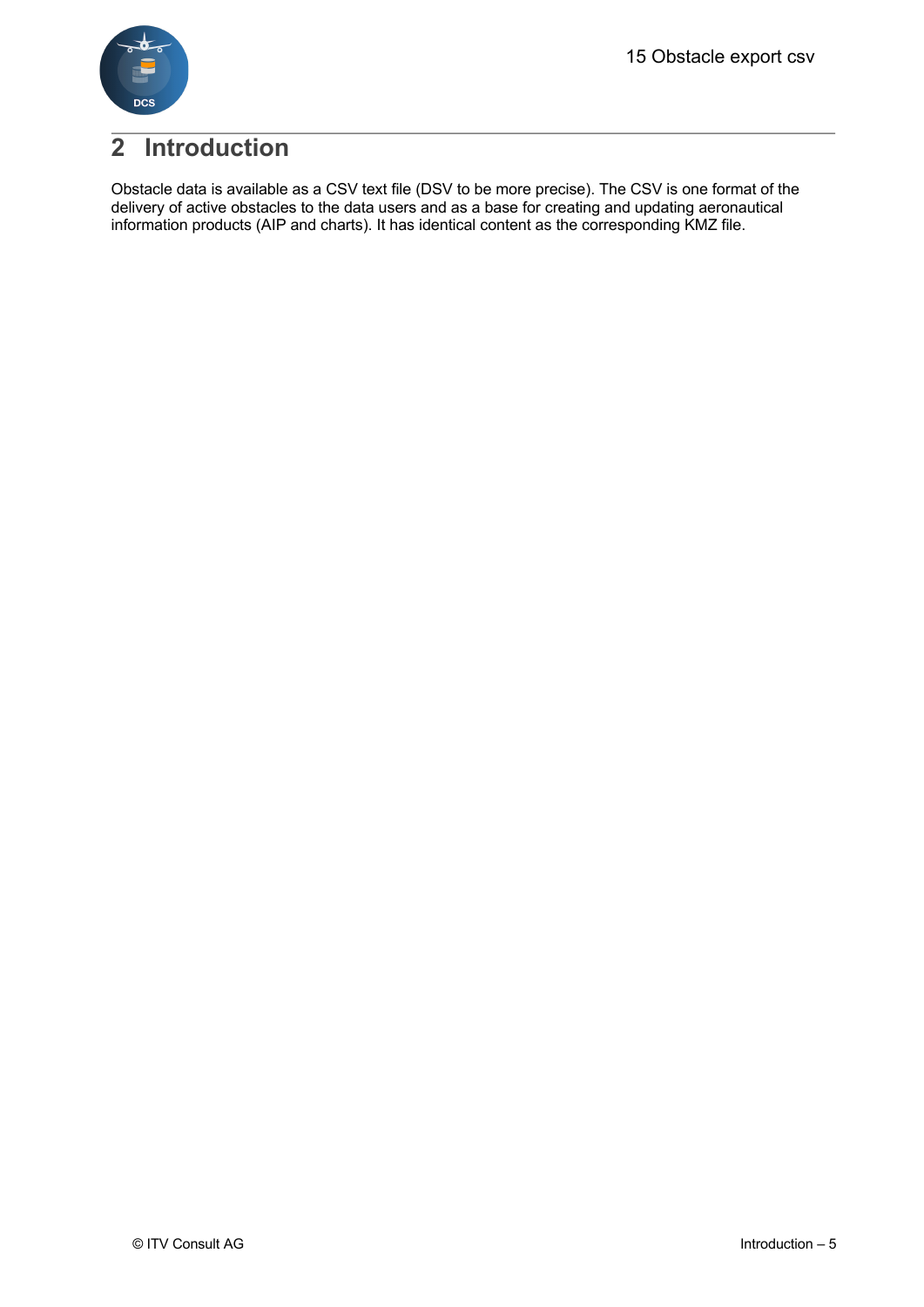# 2 Introduction

Obstacle data is available as a CSV text file (DSV to be more precise). The CSV is one format of the delivery of active obstacles to the data users and as a base for creating and updating aeronautical information products (AIP and charts). It has identical content as the corresponding KMZ file.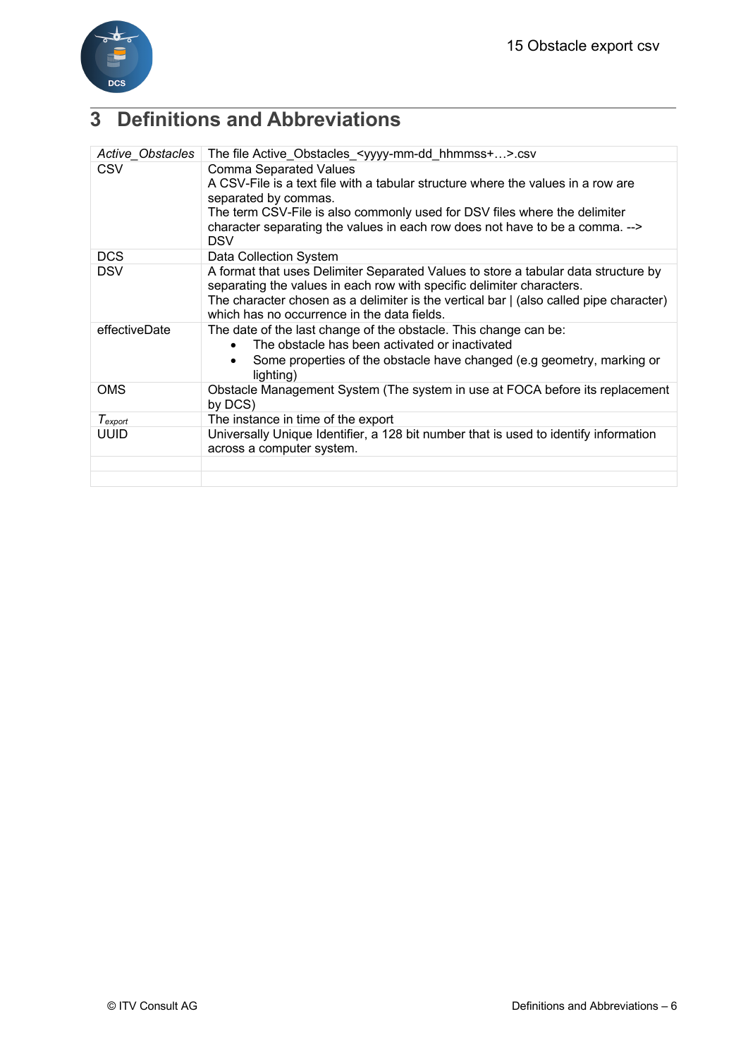# 3 Definitions and Abbreviations

| | |
|---|---|
| *Active_Obstacles* | The file Active_Obstacles_<yyyy-mm-dd_hhmmss+…>.csv |
| CSV | Comma Separated Values<br>A CSV-File is a text file with a tabular structure where the values in a row are separated by commas.<br>The term CSV-File is also commonly used for DSV files where the delimiter character separating the values in each row does not have to be a comma. --> DSV |
| DCS | Data Collection System |
| DSV | A format that uses Delimiter Separated Values to store a tabular data structure by separating the values in each row with specific delimiter characters.<br>The character chosen as a delimiter is the vertical bar \| (also called pipe character) which has no occurrence in the data fields. |
| effectiveDate | The date of the last change of the obstacle. This change can be:<br>• The obstacle has been activated or inactivated<br>• Some properties of the obstacle have changed (e.g geometry, marking or lighting) |
| OMS | Obstacle Management System (The system in use at FOCA before its replacement by DCS) |
| $T_{export}$ | The instance in time of the export |
| UUID | Universally Unique Identifier, a 128 bit number that is used to identify information across a computer system. |
| | |
| | |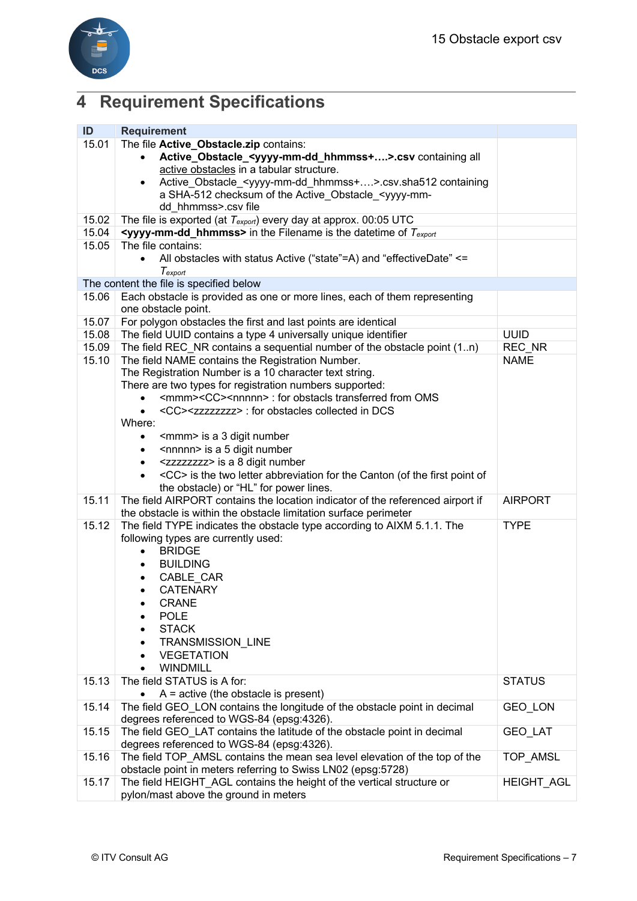# 4 Requirement Specifications

| ID | Requirement | |
|---|---|---|
| 15.01 | The file **Active_Obstacle.zip** contains:<br>• **Active_Obstacle_<yyyy-mm-dd_hhmmss+….>.csv** containing all active obstacles in a tabular structure.<br>• Active_Obstacle_<yyyy-mm-dd_hhmmss+….>.csv.sha512 containing a SHA-512 checksum of the Active_Obstacle_<yyyy-mm-dd_hhmmss>.csv file | |
| 15.02 | The file is exported (at $T_{export}$) every day at approx. 00:05 UTC | |
| 15.04 | **<yyyy-mm-dd_hhmmss>** in the Filename is the datetime of $T_{export}$ | |
| 15.05 | The file contains:<br>• All obstacles with status Active ("state"=A) and "effectiveDate" <= $T_{export}$ | |
| The content the file is specified below | | |
| 15.06 | Each obstacle is provided as one or more lines, each of them representing one obstacle point. | |
| 15.07 | For polygon obstacles the first and last points are identical | |
| 15.08 | The field UUID contains a type 4 universally unique identifier | UUID |
| 15.09 | The field REC_NR contains a sequential number of the obstacle point (1..n) | REC_NR |
| 15.10 | The field NAME contains the Registration Number.<br>The Registration Number is a 10 character text string.<br>There are two types for registration numbers supported:<br>• <mmm><CC><nnnnn> : for obstacls transferred from OMS<br>• <CC><zzzzzzzz> : for obstacles collected in DCS<br>Where:<br>• <mmm> is a 3 digit number<br>• <nnnnn> is a 5 digit number<br>• <zzzzzzzz> is a 8 digit number<br>• <CC> is the two letter abbreviation for the Canton (of the first point of the obstacle) or "HL" for power lines. | NAME |
| 15.11 | The field AIRPORT contains the location indicator of the referenced airport if the obstacle is within the obstacle limitation surface perimeter | AIRPORT |
| 15.12 | The field TYPE indicates the obstacle type according to AIXM 5.1.1. The following types are currently used:<br>• BRIDGE<br>• BUILDING<br>• CABLE_CAR<br>• CATENARY<br>• CRANE<br>• POLE<br>• STACK<br>• TRANSMISSION_LINE<br>• VEGETATION<br>• WINDMILL | TYPE |
| 15.13 | The field STATUS is A for:<br>• A = active (the obstacle is present) | STATUS |
| 15.14 | The field GEO_LON contains the longitude of the obstacle point in decimal degrees referenced to WGS-84 (epsg:4326). | GEO_LON |
| 15.15 | The field GEO_LAT contains the latitude of the obstacle point in decimal degrees referenced to WGS-84 (epsg:4326). | GEO_LAT |
| 15.16 | The field TOP_AMSL contains the mean sea level elevation of the top of the obstacle point in meters referring to Swiss LN02 (epsg:5728) | TOP_AMSL |
| 15.17 | The field HEIGHT_AGL contains the height of the vertical structure or pylon/mast above the ground in meters | HEIGHT_AGL |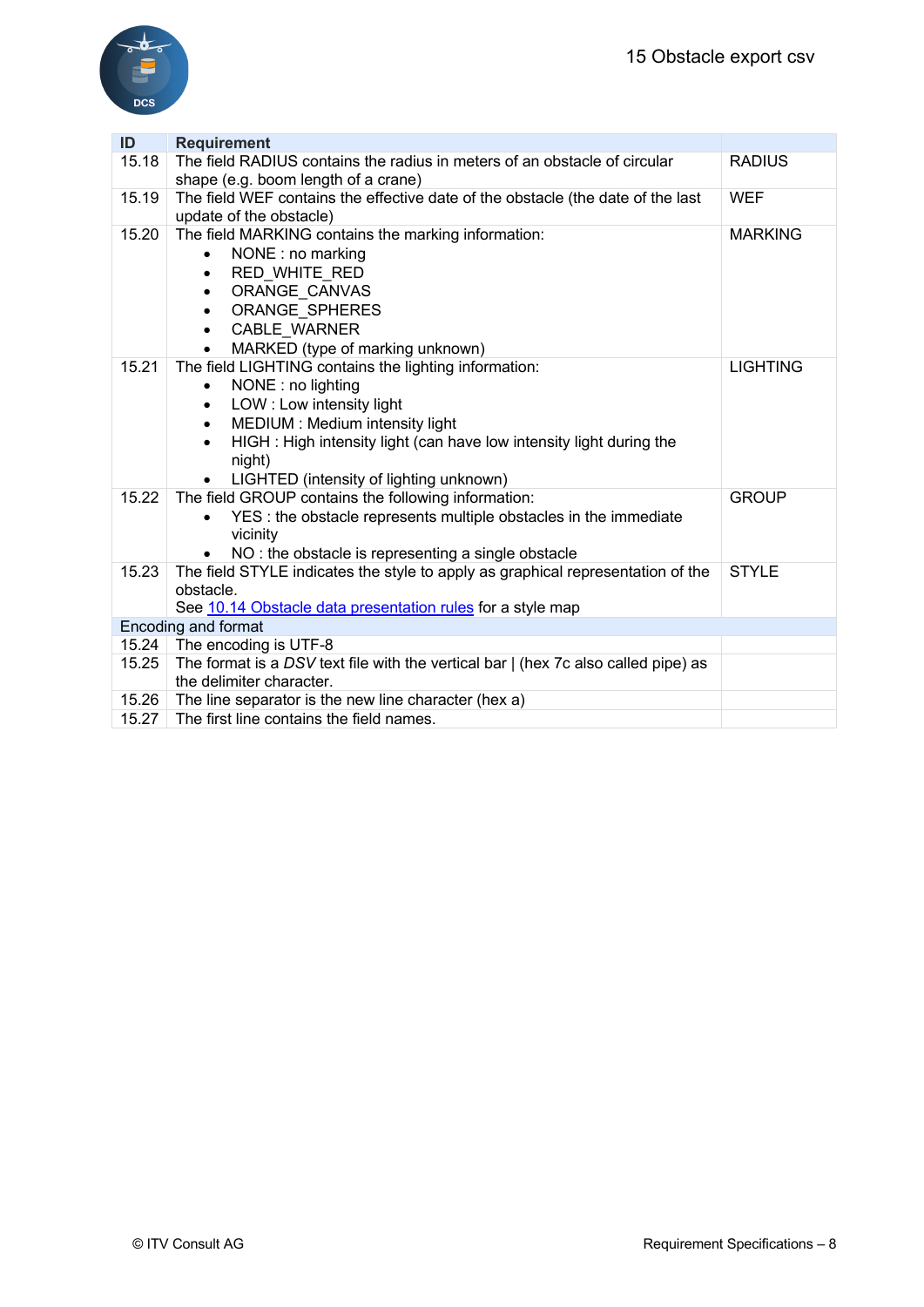| ID | Requirement | |
|---|---|---|
| 15.18 | The field RADIUS contains the radius in meters of an obstacle of circular shape (e.g. boom length of a crane) | RADIUS |
| 15.19 | The field WEF contains the effective date of the obstacle (the date of the last update of the obstacle) | WEF |
| 15.20 | The field MARKING contains the marking information:<br>• NONE : no marking<br>• RED_WHITE_RED<br>• ORANGE_CANVAS<br>• ORANGE_SPHERES<br>• CABLE_WARNER<br>• MARKED (type of marking unknown) | MARKING |
| 15.21 | The field LIGHTING contains the lighting information:<br>• NONE : no lighting<br>• LOW : Low intensity light<br>• MEDIUM : Medium intensity light<br>• HIGH : High intensity light (can have low intensity light during the night)<br>• LIGHTED (intensity of lighting unknown) | LIGHTING |
| 15.22 | The field GROUP contains the following information:<br>• YES : the obstacle represents multiple obstacles in the immediate vicinity<br>• NO : the obstacle is representing a single obstacle | GROUP |
| 15.23 | The field STYLE indicates the style to apply as graphical representation of the obstacle.<br>See 10.14 Obstacle data presentation rules for a style map | STYLE |
| Encoding and format | | |
| 15.24 | The encoding is UTF-8 | |
| 15.25 | The format is a *DSV* text file with the vertical bar \| (hex 7c also called pipe) as the delimiter character. | |
| 15.26 | The line separator is the new line character (hex a) | |
| 15.27 | The first line contains the field names. | |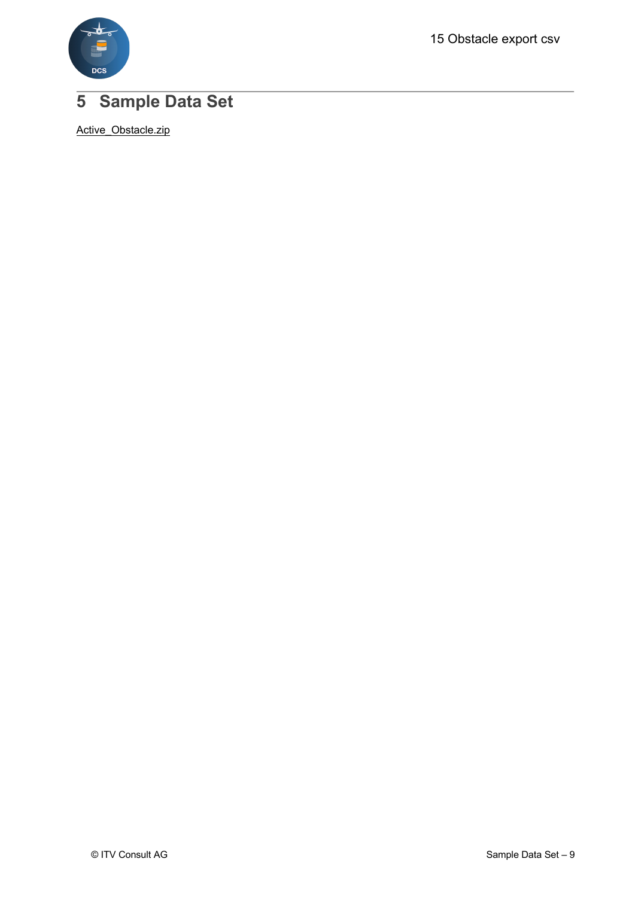# 5 Sample Data Set

Active_Obstacle.zip